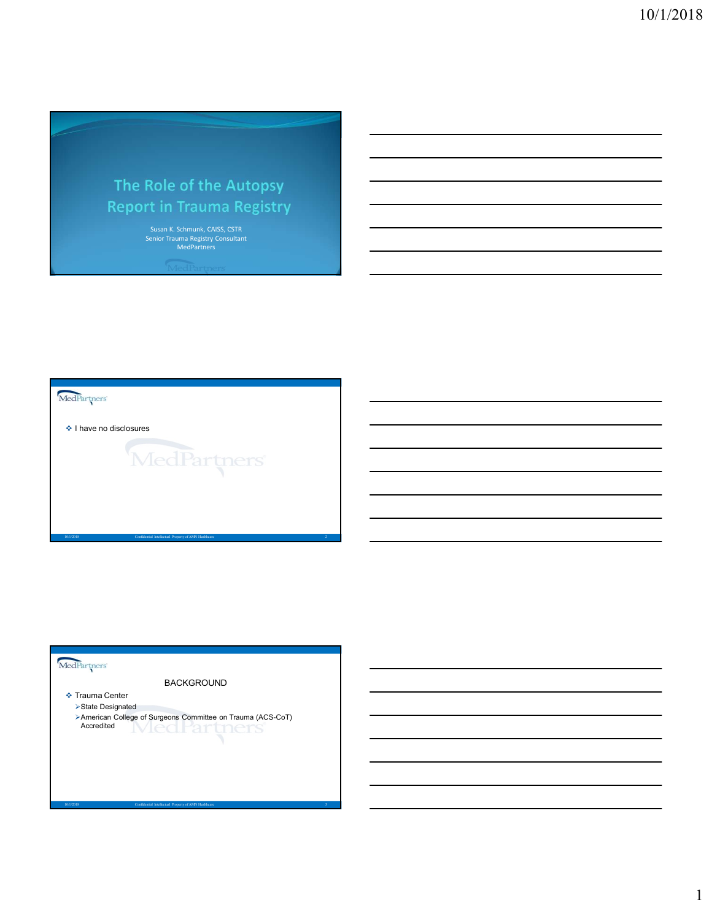# The Role of the Autopsy Report in Trauma Registry

Susan K. Schmunk, CAISS, CSTR
Senior Trauma Registry Consultant
MedPartners

---

- I have no disclosures

---

## BACKGROUND

- Trauma Center
  - State Designated
  - American College of Surgeons Committee on Trauma (ACS-CoT) Accredited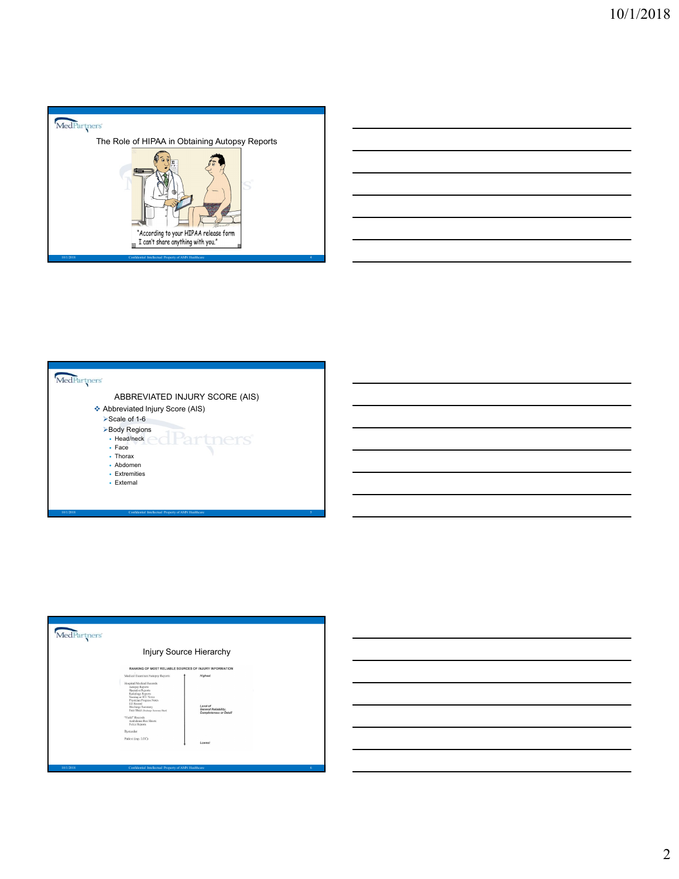## The Role of HIPAA in Obtaining Autopsy Reports

"According to your HIPAA release form I can't share anything with you."

## ABBREVIATED INJURY SCORE (AIS)

- Abbreviated Injury Score (AIS)
  - Scale of 1-6
  - Body Regions
    - Head/neck
    - Face
    - Thorax
    - Abdomen
    - Extremities
    - External

## Injury Source Hierarchy

RANKING OF MOST RELIABLE SOURCES OF INJURY INFORMATION

| Source | Level of General Reliability, Completeness or Detail |
|---|---|
| Medical Examiner/Autopsy Reports | Highest |
| Hospital/Medical Records: Autopsy Reports, Operative Reports, Radiology Reports, Nursing or ICU Notes, Physician Progress Notes, ED Record, Discharge Summary, Face Sheet (Discharge Summary Sheet) | |
| "Field" Records: Ambulance Run Sheets, Police Reports | |
| Bystander | |
| Patient (esp. LOC) | Lowest |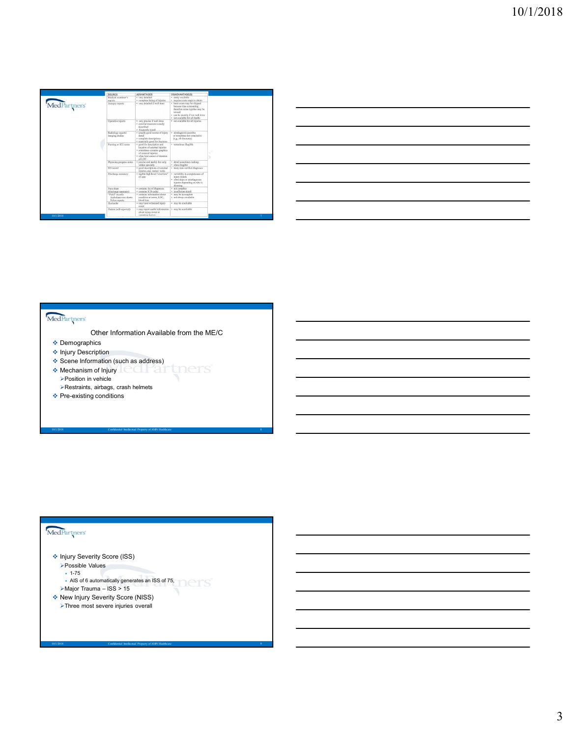| SOURCE | ADVANTAGES | DISADVANTAGE(S) |
|---|---|---|
| Medical examiner's reports | • very detailed<br>• complete listing of injuries | • rarely available<br>• requires extra steps to obtain |
| Autopsy reports | • very detailed if well done | • brain exam may be skipped because time consuming; therefore some injuries may be missed<br>• can be sketchy if not well done<br>• not available for all deaths |
| Operative reports | • very precise if well done<br>• external measures usually described<br>• frequently typed | • not available for all injuries |
| Radiology reports/ Imaging studies | • usually good source of injury detail<br>• complete descriptions<br>• especially good for fractures | • misdiagnosis possible or sometimes not conclusive (e.g., rib fractures) |
| Nursing or ICU notes | • good for description and location of external injuries<br>• sometimes contains graphics of external injuries<br>• often best source of duration of LOC | • sometimes illegible |
| Physician progress notes | • precise and useful, but only within specialty | • detail sometimes lacking<br>• often illegible |
| ED record | • good descriptions of external injuries, esp. nurses' notes | • many non-verified diagnoses |
| Discharge summary | • legible high level "overview" of case | • variability in completeness of injury details<br>• often skips or misdiagnoses injuries depending on who is dictating |
| Face sheet (discharge summary) | • contains list of all diagnoses<br>• contains ICD codes | • not complete<br>• insufficient detail |
| "Field" records Ambulance run sheets Police reports | • contains information about condition at scene, LOC, blood loss | • may be incomplete<br>• not always available |
| Bystander | • may have witnessed injury event | • may be unreliable |
| Patient (self-reported) | • may report useful information about injury event or causative factors | • may be unreliable |

## Other Information Available from the ME/C

- Demographics
- Injury Description
- Scene Information (such as address)
- Mechanism of Injury
  - Position in vehicle
  - Restraints, airbags, crash helmets
- Pre-existing conditions

---

- Injury Severity Score (ISS)
  - Possible Values
    - 1-75
    - AIS of 6 automatically generates an ISS of 75.
  - Major Trauma – ISS > 15
- New Injury Severity Score (NISS)
  - Three most severe injuries overall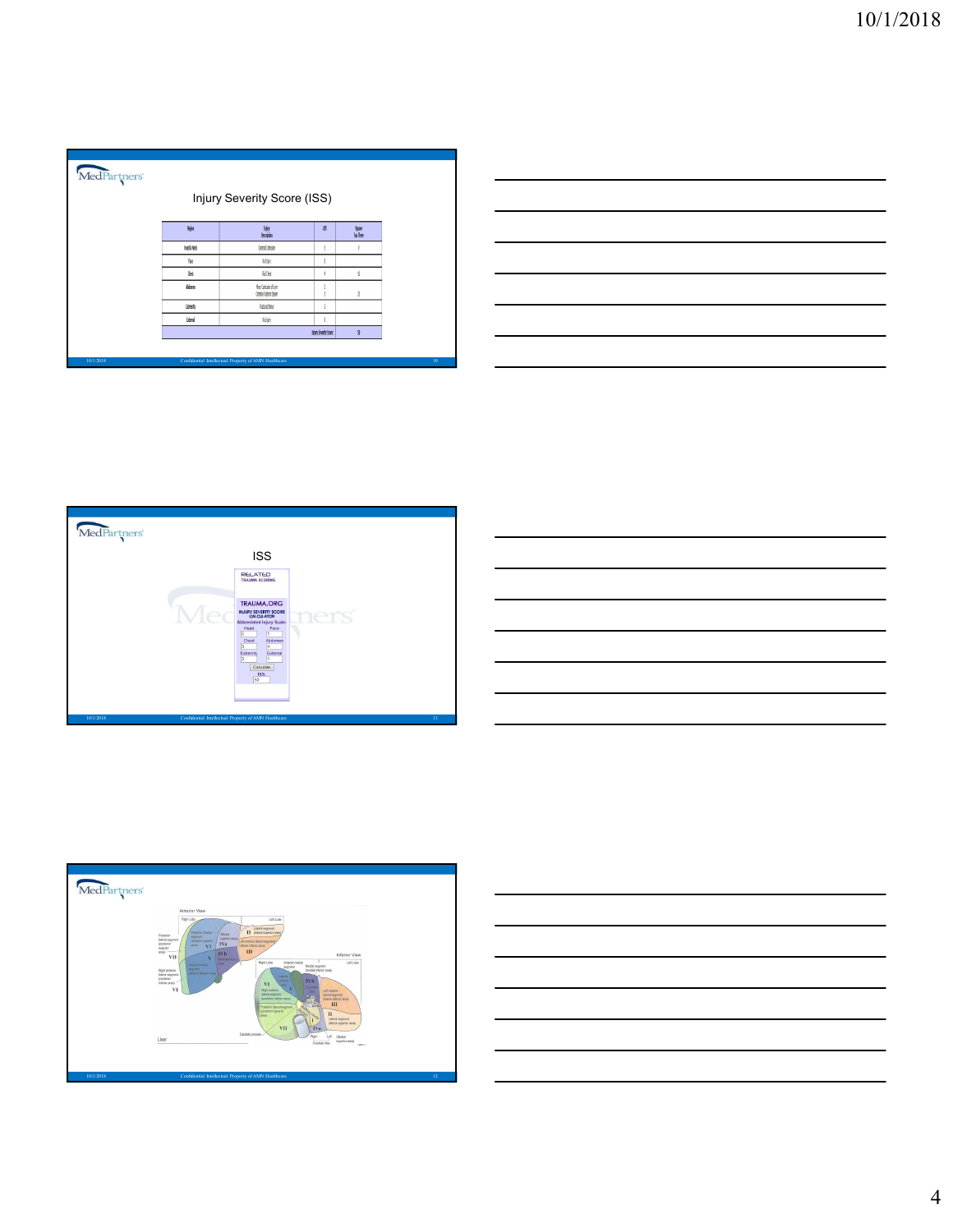## Injury Severity Score (ISS)

| Region | Injury Description | AIS | Square Top Three |
|---|---|---|---|
| Head & Neck | Cerebral Contusion | 3 | 9 |
| Face | No Injury | 0 | |
| Chest | Flail Chest | 4 | 16 |
| Abdomen | Minor Contusion of Liver<br>Complex Rupture Spleen | 2<br>5 | 25 |
| Extremity | Fractured femur | 3 | |
| External | No Injury | 0 | |
| | | Injury Severity Score | 50 |

## ISS

RELATED TRAUMA SCORING

TRAUMA.ORG

INJURY SEVERITY SCORE CALCULATOR

Abbreviated Injury Scale:

| Head | Face |
|---|---|
| 5 | 1 |
| **Chest** | **Abdomen** |
| 3 | 4 |
| **Extremity** | **External** |
| 3 | 1 |

Calculate

ISS: 50

Anterior View

Inferior View

Liver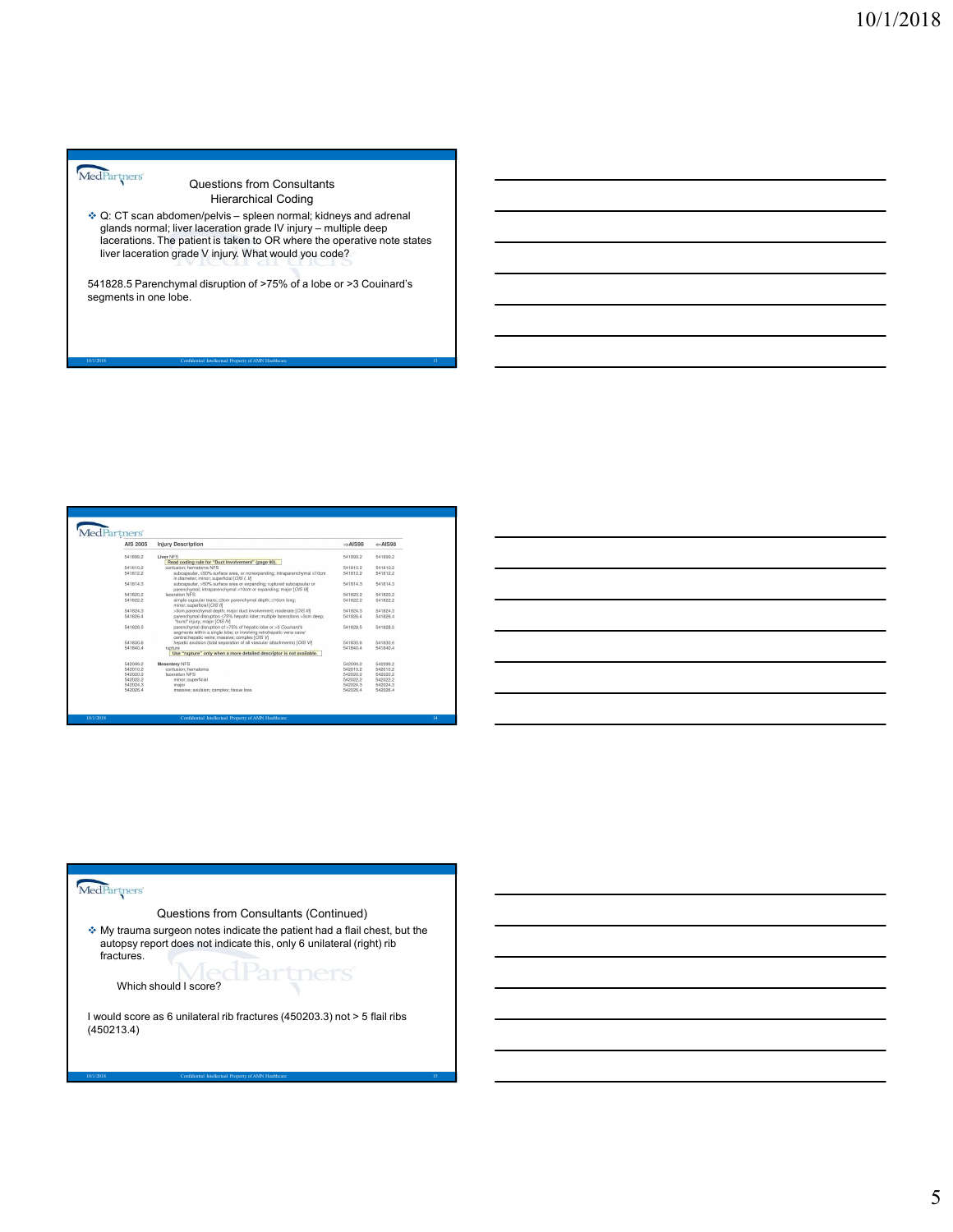## Questions from Consultants
### Hierarchical Coding

- Q: CT scan abdomen/pelvis – spleen normal; kidneys and adrenal glands normal; liver laceration grade IV injury – multiple deep lacerations. The patient is taken to OR where the operative note states liver laceration grade V injury. What would you code?

541828.5 Parenchymal disruption of >75% of a lobe or >3 Couinard's segments in one lobe.

---

| AIS 2005 | Injury Description | ⇒AIS98 | ⇐AIS98 |
|---|---|---|---|
| 541899.2 | Liver NFS | 541899.2 | 541899.2 |
| | Read coding rule for "Duct Involvement" (page 98). | | |
| 541810.2 | contusion; hematoma NFS | 541810.2 | 541810.2 |
| 541812.2 | subcapsular, ≤50% surface area, or nonexpanding; intraparenchymal ≤10cm in diameter; minor; superficial [OIS I, II] | 541812.2 | 541812.2 |
| 541814.3 | subcapsular, >50% surface area or expanding; ruptured subcapsular or parenchymal; intraparenchymal >10cm or expanding; major [OIS III] | 541814.3 | 541814.3 |
| 541820.2 | laceration NFS | 541820.2 | 541820.2 |
| 541822.2 | simple capsular tears; ≤3cm parenchymal depth; ≤10cm long; minor; superficial [OIS II] | 541822.2 | 541822.2 |
| 541824.3 | >3cm parenchymal depth; major duct involvement; moderate [OIS III] | 541824.3 | 541824.3 |
| 541826.4 | parenchymal disruption ≤75% hepatic lobe; multiple lacerations >3cm deep; "burst" injury; major [OIS IV] | 541826.4 | 541826.4 |
| 541828.5 | parenchymal disruption of >75% of hepatic lobe or >3 Couinard's segments within a single lobe; or involving retrohepatic vena cava/ central hepatic veins; massive; complex [OIS V] | 541828.5 | 541828.5 |
| 541830.6 | hepatic avulsion (total separation of all vascular attachments) [OIS VI] | 541830.6 | 541830.6 |
| 541840.4 | rupture | 541840.4 | 541840.4 |
| | Use "rupture" only when a more detailed descriptor is not available. | | |
| 542099.2 | Mesentery NFS | 542099.2 | 542099.2 |
| 542010.2 | contusion; hematoma | 542010.2 | 542010.2 |
| 542020.2 | laceration NFS | 542020.2 | 542020.2 |
| 542022.2 | minor; superficial | 542022.2 | 542022.2 |
| 542024.3 | major | 542024.3 | 542024.3 |
| 542026.4 | massive; avulsion; complex; tissue loss | 542026.4 | 542026.4 |

---

## Questions from Consultants (Continued)

- My trauma surgeon notes indicate the patient had a flail chest, but the autopsy report does not indicate this, only 6 unilateral (right) rib fractures.

  Which should I score?

I would score as 6 unilateral rib fractures (450203.3) not > 5 flail ribs (450213.4)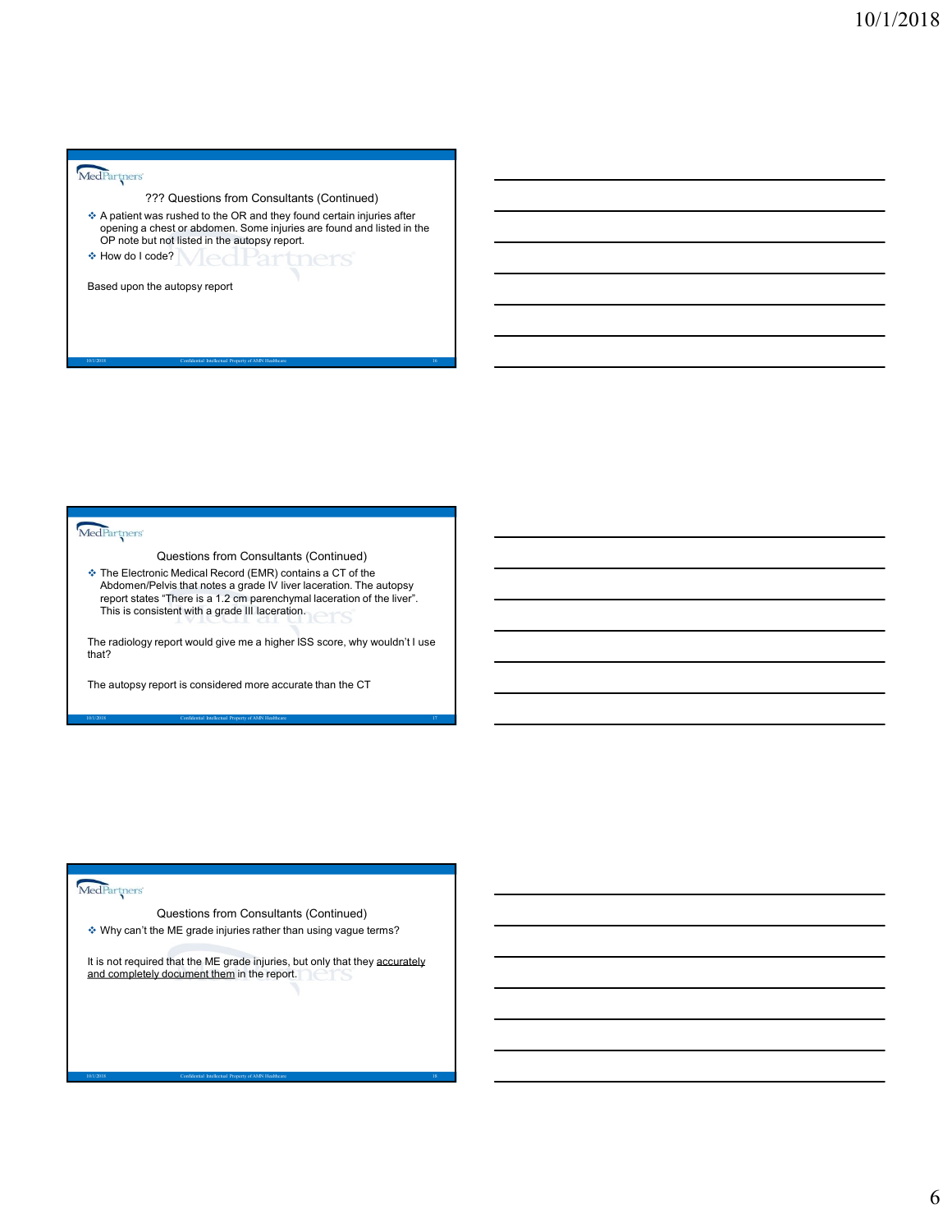## ??? Questions from Consultants (Continued)

- A patient was rushed to the OR and they found certain injuries after opening a chest or abdomen. Some injuries are found and listed in the OP note but not listed in the autopsy report.
- How do I code?

Based upon the autopsy report

## Questions from Consultants (Continued)

- The Electronic Medical Record (EMR) contains a CT of the Abdomen/Pelvis that notes a grade IV liver laceration. The autopsy report states "There is a 1.2 cm parenchymal laceration of the liver". This is consistent with a grade III laceration.

The radiology report would give me a higher ISS score, why wouldn't I use that?

The autopsy report is considered more accurate than the CT

## Questions from Consultants (Continued)

- Why can't the ME grade injuries rather than using vague terms?

It is not required that the ME grade injuries, but only that they accurately and completely document them in the report.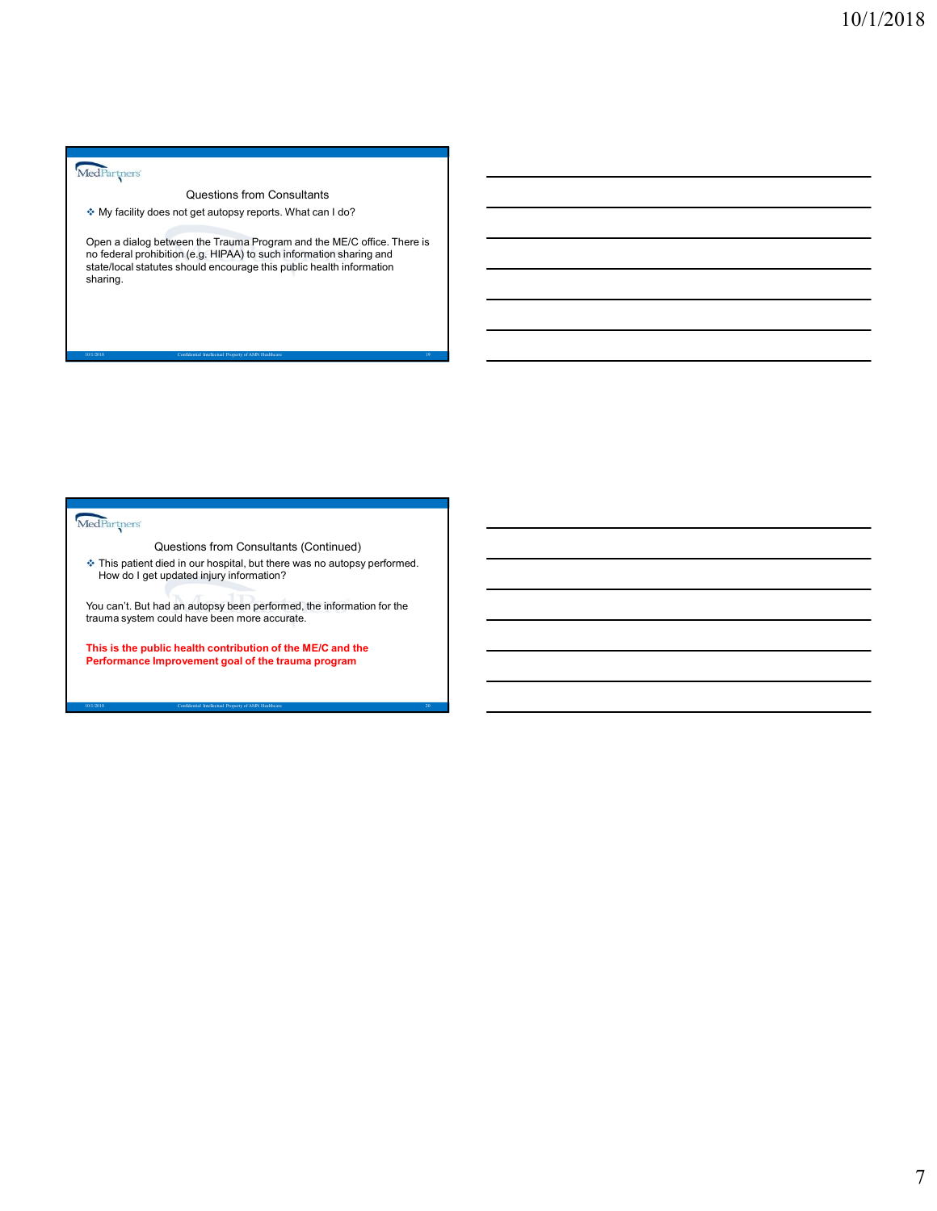## Questions from Consultants

- My facility does not get autopsy reports. What can I do?

Open a dialog between the Trauma Program and the ME/C office. There is no federal prohibition (e.g. HIPAA) to such information sharing and state/local statutes should encourage this public health information sharing.

## Questions from Consultants (Continued)

- This patient died in our hospital, but there was no autopsy performed. How do I get updated injury information?

You can't. But had an autopsy been performed, the information for the trauma system could have been more accurate.

**This is the public health contribution of the ME/C and the Performance Improvement goal of the trauma program**